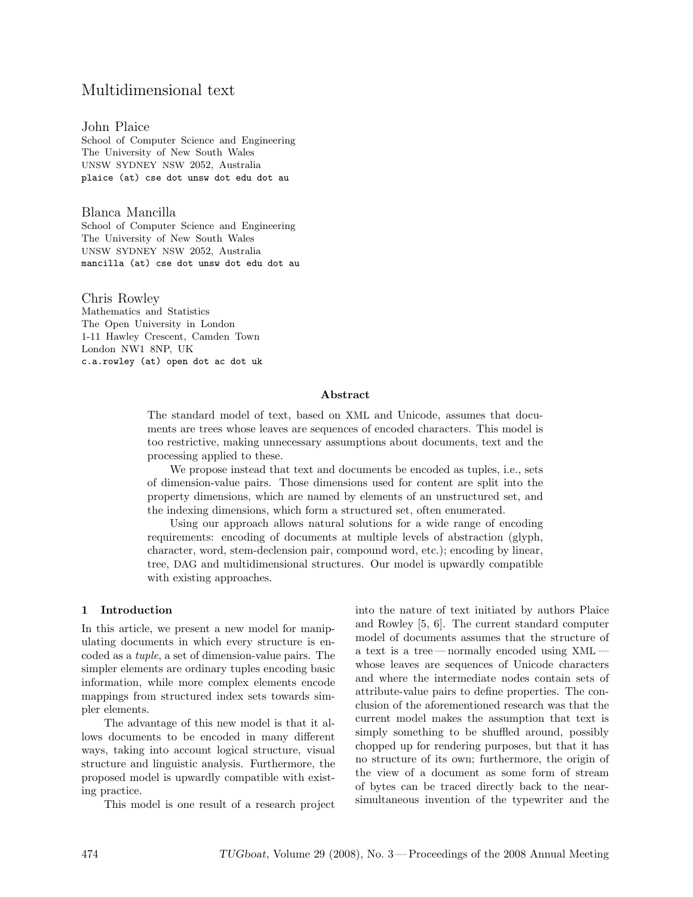# Multidimensional text

John Plaice
School of Computer Science and Engineering
The University of New South Wales
UNSW SYDNEY NSW 2052, Australia
plaice (at) cse dot unsw dot edu dot au

Blanca Mancilla
School of Computer Science and Engineering
The University of New South Wales
UNSW SYDNEY NSW 2052, Australia
mancilla (at) cse dot unsw dot edu dot au

Chris Rowley
Mathematics and Statistics
The Open University in London
1-11 Hawley Crescent, Camden Town
London NW1 8NP, UK
c.a.rowley (at) open dot ac dot uk

## Abstract

The standard model of text, based on XML and Unicode, assumes that documents are trees whose leaves are sequences of encoded characters. This model is too restrictive, making unnecessary assumptions about documents, text and the processing applied to these.

We propose instead that text and documents be encoded as tuples, i.e., sets of dimension-value pairs. Those dimensions used for content are split into the property dimensions, which are named by elements of an unstructured set, and the indexing dimensions, which form a structured set, often enumerated.

Using our approach allows natural solutions for a wide range of encoding requirements: encoding of documents at multiple levels of abstraction (glyph, character, word, stem-declension pair, compound word, etc.); encoding by linear, tree, DAG and multidimensional structures. Our model is upwardly compatible with existing approaches.

## 1 Introduction

In this article, we present a new model for manipulating documents in which every structure is encoded as a *tuple*, a set of dimension-value pairs. The simpler elements are ordinary tuples encoding basic information, while more complex elements encode mappings from structured index sets towards simpler elements.

The advantage of this new model is that it allows documents to be encoded in many different ways, taking into account logical structure, visual structure and linguistic analysis. Furthermore, the proposed model is upwardly compatible with existing practice.

This model is one result of a research project into the nature of text initiated by authors Plaice and Rowley [5, 6]. The current standard computer model of documents assumes that the structure of a text is a tree — normally encoded using XML — whose leaves are sequences of Unicode characters and where the intermediate nodes contain sets of attribute-value pairs to define properties. The conclusion of the aforementioned research was that the current model makes the assumption that text is simply something to be shuffled around, possibly chopped up for rendering purposes, but that it has no structure of its own; furthermore, the origin of the view of a document as some form of stream of bytes can be traced directly back to the near-simultaneous invention of the typewriter and the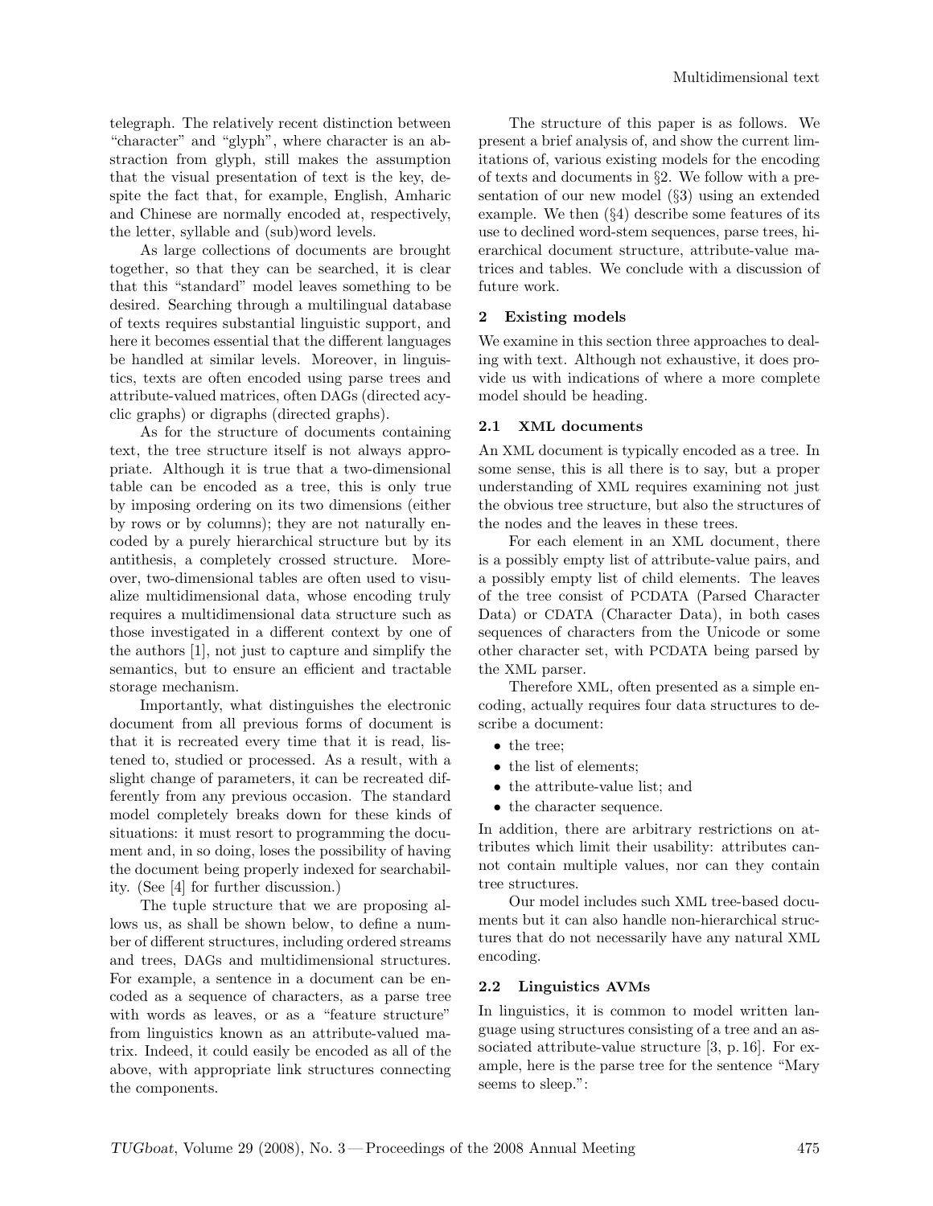telegraph. The relatively recent distinction between "character" and "glyph", where character is an abstraction from glyph, still makes the assumption that the visual presentation of text is the key, despite the fact that, for example, English, Amharic and Chinese are normally encoded at, respectively, the letter, syllable and (sub)word levels.

As large collections of documents are brought together, so that they can be searched, it is clear that this "standard" model leaves something to be desired. Searching through a multilingual database of texts requires substantial linguistic support, and here it becomes essential that the different languages be handled at similar levels. Moreover, in linguistics, texts are often encoded using parse trees and attribute-valued matrices, often DAGs (directed acyclic graphs) or digraphs (directed graphs).

As for the structure of documents containing text, the tree structure itself is not always appropriate. Although it is true that a two-dimensional table can be encoded as a tree, this is only true by imposing ordering on its two dimensions (either by rows or by columns); they are not naturally encoded by a purely hierarchical structure but by its antithesis, a completely crossed structure. Moreover, two-dimensional tables are often used to visualize multidimensional data, whose encoding truly requires a multidimensional data structure such as those investigated in a different context by one of the authors [1], not just to capture and simplify the semantics, but to ensure an efficient and tractable storage mechanism.

Importantly, what distinguishes the electronic document from all previous forms of document is that it is recreated every time that it is read, listened to, studied or processed. As a result, with a slight change of parameters, it can be recreated differently from any previous occasion. The standard model completely breaks down for these kinds of situations: it must resort to programming the document and, in so doing, loses the possibility of having the document being properly indexed for searchability. (See [4] for further discussion.)

The tuple structure that we are proposing allows us, as shall be shown below, to define a number of different structures, including ordered streams and trees, DAGs and multidimensional structures. For example, a sentence in a document can be encoded as a sequence of characters, as a parse tree with words as leaves, or as a "feature structure" from linguistics known as an attribute-valued matrix. Indeed, it could easily be encoded as all of the above, with appropriate link structures connecting the components.

The structure of this paper is as follows. We present a brief analysis of, and show the current limitations of, various existing models for the encoding of texts and documents in §2. We follow with a presentation of our new model (§3) using an extended example. We then (§4) describe some features of its use to declined word-stem sequences, parse trees, hierarchical document structure, attribute-value matrices and tables. We conclude with a discussion of future work.

## 2 Existing models

We examine in this section three approaches to dealing with text. Although not exhaustive, it does provide us with indications of where a more complete model should be heading.

### 2.1 XML documents

An XML document is typically encoded as a tree. In some sense, this is all there is to say, but a proper understanding of XML requires examining not just the obvious tree structure, but also the structures of the nodes and the leaves in these trees.

For each element in an XML document, there is a possibly empty list of attribute-value pairs, and a possibly empty list of child elements. The leaves of the tree consist of PCDATA (Parsed Character Data) or CDATA (Character Data), in both cases sequences of characters from the Unicode or some other character set, with PCDATA being parsed by the XML parser.

Therefore XML, often presented as a simple encoding, actually requires four data structures to describe a document:

- the tree;
- the list of elements;
- the attribute-value list; and
- the character sequence.

In addition, there are arbitrary restrictions on attributes which limit their usability: attributes cannot contain multiple values, nor can they contain tree structures.

Our model includes such XML tree-based documents but it can also handle non-hierarchical structures that do not necessarily have any natural XML encoding.

### 2.2 Linguistics AVMs

In linguistics, it is common to model written language using structures consisting of a tree and an associated attribute-value structure [3, p. 16]. For example, here is the parse tree for the sentence "Mary seems to sleep.":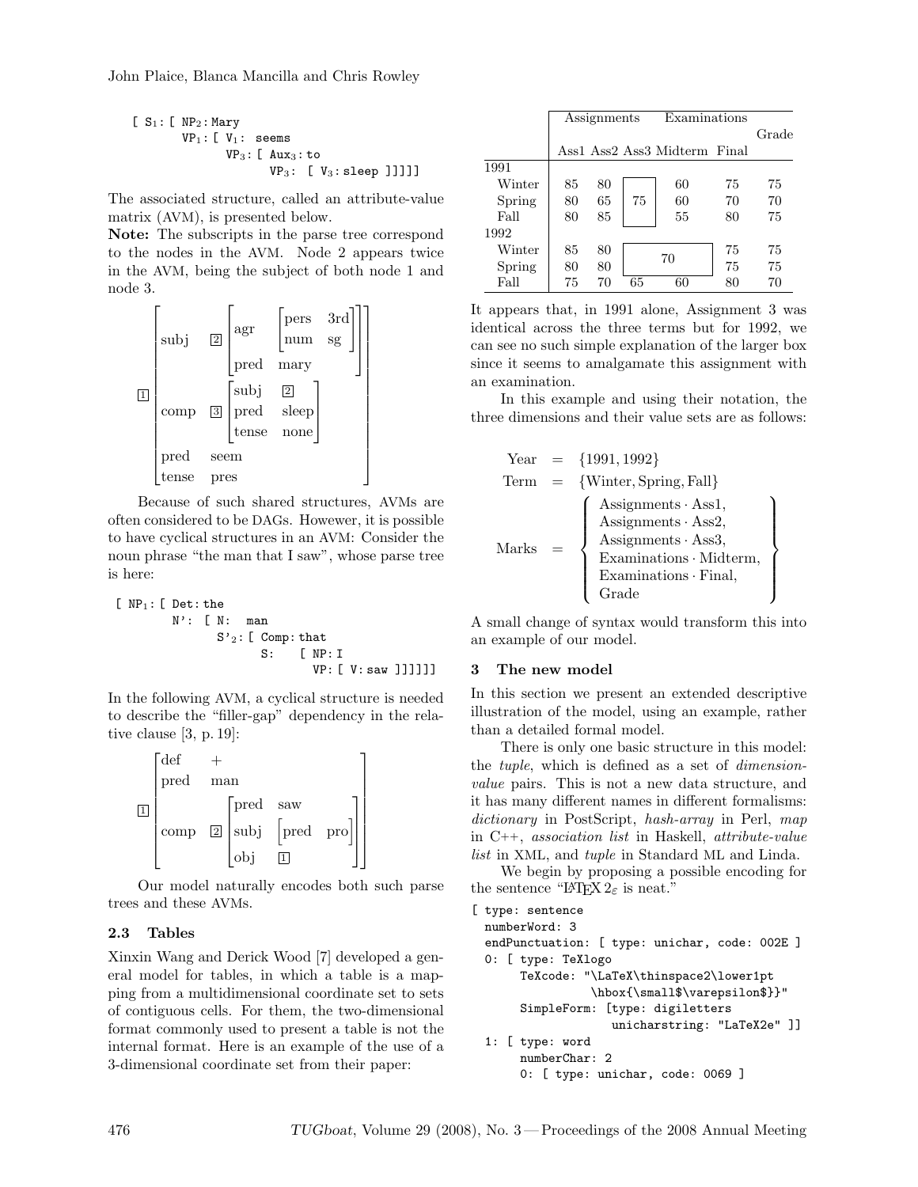```
[ S1: [ NP2: Mary
        VP1: [ V1: seems
               VP3: [ Aux3: to
                      VP3: [ V3: sleep ]]]]]
```

The associated structure, called an attribute-value matrix (AVM), is presented below.

**Note:** The subscripts in the parse tree correspond to the nodes in the AVM. Node 2 appears twice in the AVM, being the subject of both node 1 and node 3.

$$
\boxed{1}\begin{bmatrix}
\text{subj} & \boxed{2}\begin{bmatrix} \text{agr} & \begin{bmatrix}\text{pers} & \text{3rd}\\ \text{num} & \text{sg}\end{bmatrix} \\ \text{pred} & \text{mary} \end{bmatrix} \\
\text{comp} & \boxed{3}\begin{bmatrix} \text{subj} & \boxed{2} \\ \text{pred} & \text{sleep} \\ \text{tense} & \text{none}\end{bmatrix} \\
\text{pred} & \text{seem} \\
\text{tense} & \text{pres}
\end{bmatrix}
$$

Because of such shared structures, AVMs are often considered to be DAGs. However, it is possible to have cyclical structures in an AVM: Consider the noun phrase "the man that I saw", whose parse tree is here:

```
[ NP1: [ Det: the
         N':  [ N:  man
                S'2: [ Comp: that
                       S:   [ NP: I
                              VP: [ V: saw ]]]]]]
```

In the following AVM, a cyclical structure is needed to describe the "filler-gap" dependency in the relative clause [3, p. 19]:

$$
\boxed{1}\begin{bmatrix}
\text{def} & + \\
\text{pred} & \text{man} \\
\text{comp} & \boxed{2}\begin{bmatrix} \text{pred} & \text{saw} \\ \text{subj} & \begin{bmatrix}\text{pred} & \text{pro}\end{bmatrix} \\ \text{obj} & \boxed{1} \end{bmatrix}
\end{bmatrix}
$$

Our model naturally encodes both such parse trees and these AVMs.

### 2.3 Tables

Xinxin Wang and Derick Wood [7] developed a general model for tables, in which a table is a mapping from a multidimensional coordinate set to sets of contiguous cells. For them, the two-dimensional format commonly used to present a table is not the internal format. Here is an example of the use of a 3-dimensional coordinate set from their paper:

| | Assignments | | | Examinations | | Grade |
|---|---|---|---|---|---|---|
| | Ass1 | Ass2 | Ass3 | Midterm | Final | |
| 1991 | | | | | | |
| Winter | 85 | 80 | 75 | 60 | 75 | 75 |
| Spring | 80 | 65 | | 60 | 70 | 70 |
| Fall | 80 | 85 | | 55 | 80 | 75 |
| 1992 | | | | | | |
| Winter | 85 | 80 | 70 | | 75 | 75 |
| Spring | 80 | 80 | | | 75 | 75 |
| Fall | 75 | 70 | 65 | 60 | 80 | 70 |

It appears that, in 1991 alone, Assignment 3 was identical across the three terms but for 1992, we can see no such simple explanation of the larger box since it seems to amalgamate this assignment with an examination.

In this example and using their notation, the three dimensions and their value sets are as follows:

$$
\begin{aligned}
\text{Year} &= \{1991, 1992\} \\
\text{Term} &= \{\text{Winter}, \text{Spring}, \text{Fall}\} \\
\text{Marks} &= \left\{ \begin{array}{l} \text{Assignments} \cdot \text{Ass1}, \\ \text{Assignments} \cdot \text{Ass2}, \\ \text{Assignments} \cdot \text{Ass3}, \\ \text{Examinations} \cdot \text{Midterm}, \\ \text{Examinations} \cdot \text{Final}, \\ \text{Grade} \end{array} \right\}
\end{aligned}
$$

A small change of syntax would transform this into an example of our model.

## 3 The new model

In this section we present an extended descriptive illustration of the model, using an example, rather than a detailed formal model.

There is only one basic structure in this model: the *tuple*, which is defined as a set of *dimension-value* pairs. This is not a new data structure, and it has many different names in different formalisms: *dictionary* in PostScript, *hash-array* in Perl, *map* in C++, *association list* in Haskell, *attribute-value list* in XML, and *tuple* in Standard ML and Linda.

We begin by proposing a possible encoding for the sentence "LaTeX $2_\varepsilon$ is neat."

```
[ type: sentence
  numberWord: 3
  endPunctuation: [ type: unichar, code: 002E ]
  0: [ type: TeXlogo
       TeXcode: "\LaTeX\thinspace2\lower1pt
                 \hbox{\small$\varepsilon$}}"
       SimpleForm: [type: digiletters
                    unicharstring: "LaTeX2e" ]]
  1: [ type: word
       numberChar: 2
       0: [ type: unichar, code: 0069 ]
```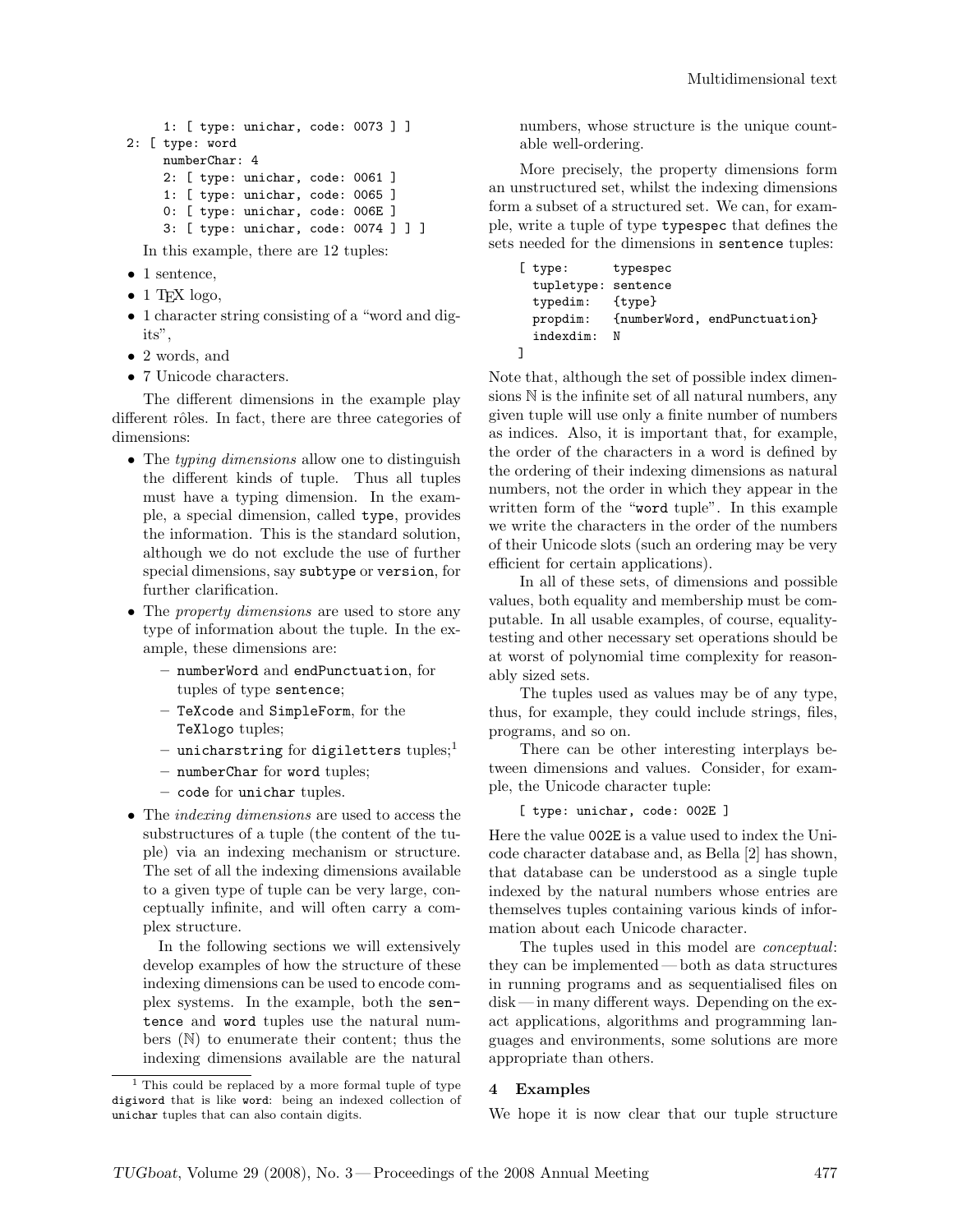```
      1: [ type: unichar, code: 0073 ] ]
  2: [ type: word
      numberChar: 4
      2: [ type: unichar, code: 0061 ]
      1: [ type: unichar, code: 0065 ]
      0: [ type: unichar, code: 006E ]
      3: [ type: unichar, code: 0074 ] ] ]
```

In this example, there are 12 tuples:

- 1 sentence,
- 1 TEX logo,
- 1 character string consisting of a "word and digits",
- 2 words, and
- 7 Unicode characters.

The different dimensions in the example play different rôles. In fact, there are three categories of dimensions:

- The *typing dimensions* allow one to distinguish the different kinds of tuple. Thus all tuples must have a typing dimension. In the example, a special dimension, called `type`, provides the information. This is the standard solution, although we do not exclude the use of further special dimensions, say `subtype` or `version`, for further clarification.
- The *property dimensions* are used to store any type of information about the tuple. In the example, these dimensions are:
  - `numberWord` and `endPunctuation`, for tuples of type `sentence`;
  - `TeXcode` and `SimpleForm`, for the `TeXlogo` tuples;
  - `unicharstring` for `digiletters` tuples;[1]
  - `numberChar` for `word` tuples;
  - `code` for `unichar` tuples.
- The *indexing dimensions* are used to access the substructures of a tuple (the content of the tuple) via an indexing mechanism or structure. The set of all the indexing dimensions available to a given type of tuple can be very large, conceptually infinite, and will often carry a complex structure.

  In the following sections we will extensively develop examples of how the structure of these indexing dimensions can be used to encode complex systems. In the example, both the `sentence` and `word` tuples use the natural numbers ($\mathbb{N}$) to enumerate their content; thus the indexing dimensions available are the natural numbers, whose structure is the unique countable well-ordering.

More precisely, the property dimensions form an unstructured set, whilst the indexing dimensions form a subset of a structured set. We can, for example, write a tuple of type `typespec` that defines the sets needed for the dimensions in `sentence` tuples:

```
[ type:      typespec
  tupletype: sentence
  typedim:   {type}
  propdim:   {numberWord, endPunctuation}
  indexdim:  N
]
```

Note that, although the set of possible index dimensions $\mathbb{N}$ is the infinite set of all natural numbers, any given tuple will use only a finite number of numbers as indices. Also, it is important that, for example, the order of the characters in a word is defined by the ordering of their indexing dimensions as natural numbers, not the order in which they appear in the written form of the "`word` tuple". In this example we write the characters in the order of the numbers of their Unicode slots (such an ordering may be very efficient for certain applications).

In all of these sets, of dimensions and possible values, both equality and membership must be computable. In all usable examples, of course, equality-testing and other necessary set operations should be at worst of polynomial time complexity for reasonably sized sets.

The tuples used as values may be of any type, thus, for example, they could include strings, files, programs, and so on.

There can be other interesting interplays between dimensions and values. Consider, for example, the Unicode character tuple:

```
[ type: unichar, code: 002E ]
```

Here the value `002E` is a value used to index the Unicode character database and, as Bella [2] has shown, that database can be understood as a single tuple indexed by the natural numbers whose entries are themselves tuples containing various kinds of information about each Unicode character.

The tuples used in this model are *conceptual*: they can be implemented — both as data structures in running programs and as sequentialised files on disk — in many different ways. Depending on the exact applications, algorithms and programming languages and environments, some solutions are more appropriate than others.

## 4 Examples

We hope it is now clear that our tuple structure

[1] This could be replaced by a more formal tuple of type `digiword` that is like `word`: being an indexed collection of `unichar` tuples that can also contain digits.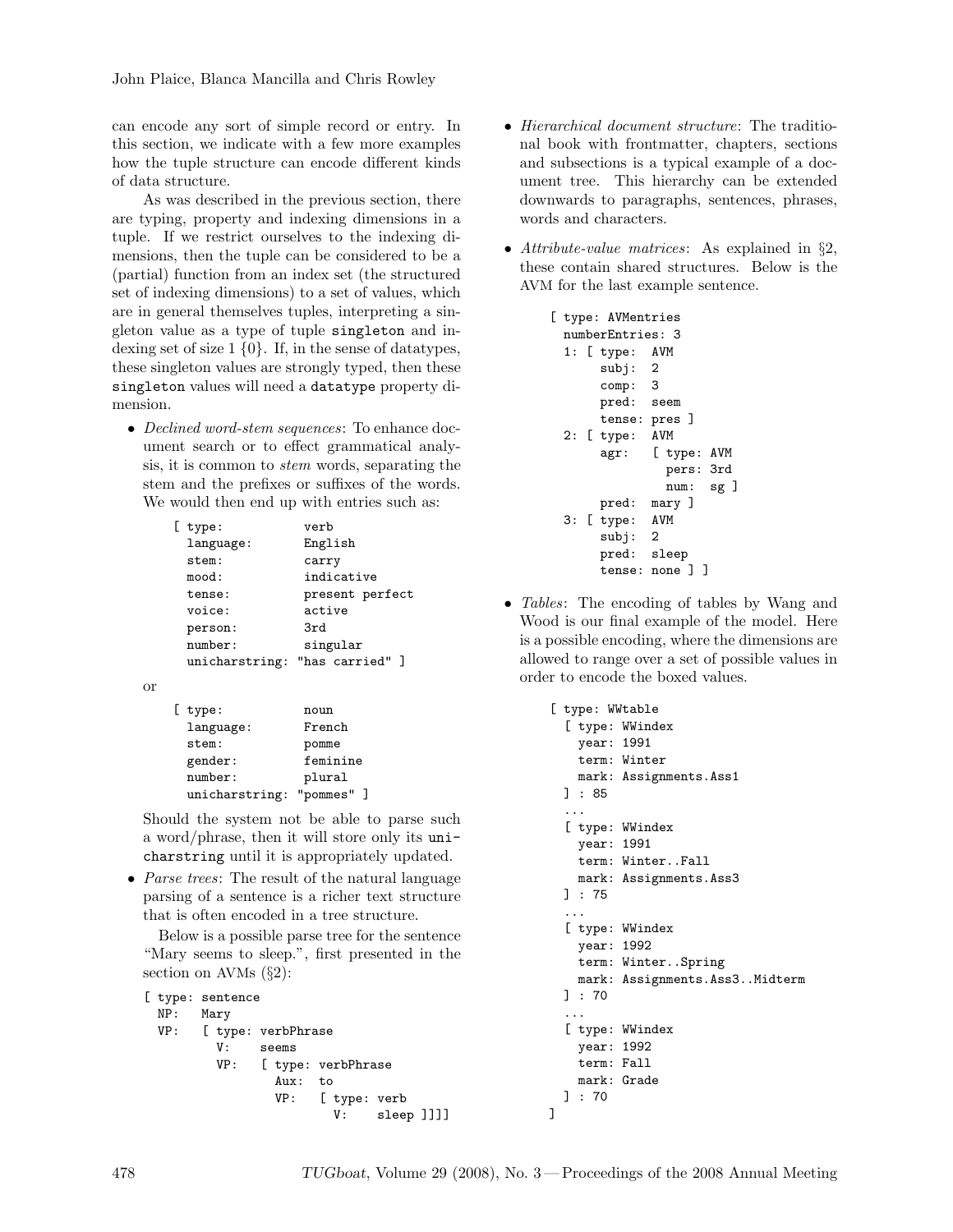can encode any sort of simple record or entry. In this section, we indicate with a few more examples how the tuple structure can encode different kinds of data structure.

As was described in the previous section, there are typing, property and indexing dimensions in a tuple. If we restrict ourselves to the indexing dimensions, then the tuple can be considered to be a (partial) function from an index set (the structured set of indexing dimensions) to a set of values, which are in general themselves tuples, interpreting a singleton value as a type of tuple `singleton` and indexing set of size 1 $\{0\}$. If, in the sense of datatypes, these singleton values are strongly typed, then these `singleton` values will need a `datatype` property dimension.

- *Declined word-stem sequences*: To enhance document search or to effect grammatical analysis, it is common to *stem* words, separating the stem and the prefixes or suffixes of the words. We would then end up with entries such as:

```
[ type:           verb
  language:       English
  stem:           carry
  mood:           indicative
  tense:          present perfect
  voice:          active
  person:         3rd
  number:         singular
  unicharstring:  "has carried" ]
```

  or

```
[ type:           noun
  language:       French
  stem:           pomme
  gender:         feminine
  number:         plural
  unicharstring:  "pommes" ]
```

  Should the system not be able to parse such a word/phrase, then it will store only its `unicharstring` until it is appropriately updated.

- *Parse trees*: The result of the natural language parsing of a sentence is a richer text structure that is often encoded in a tree structure.

  Below is a possible parse tree for the sentence "Mary seems to sleep.", first presented in the section on AVMs (§2):

```
[ type: sentence
  NP:   Mary
  VP:   [ type: verbPhrase
          V:    seems
          VP:   [ type: verbPhrase
                  Aux:  to
                  VP:   [ type: verb
                          V:    sleep ]]]]
```

- *Hierarchical document structure*: The traditional book with frontmatter, chapters, sections and subsections is a typical example of a document tree. This hierarchy can be extended downwards to paragraphs, sentences, phrases, words and characters.

- *Attribute-value matrices*: As explained in §2, these contain shared structures. Below is the AVM for the last example sentence.

```
[ type: AVMentries
  numberEntries: 3
  1: [ type:  AVM
       subj:  2
       comp:  3
       pred:  seem
       tense: pres ]
  2: [ type:  AVM
       agr:   [ type: AVM
                pers: 3rd
                num:  sg ]
       pred:  mary ]
  3: [ type:  AVM
       subj:  2
       pred:  sleep
       tense: none ] ]
```

- *Tables*: The encoding of tables by Wang and Wood is our final example of the model. Here is a possible encoding, where the dimensions are allowed to range over a set of possible values in order to encode the boxed values.

```
[ type: WWtable
  [ type: WWindex
    year: 1991
    term: Winter
    mark: Assignments.Ass1
  ] : 85
  ...
  [ type: WWindex
    year: 1991
    term: Winter..Fall
    mark: Assignments.Ass3
  ] : 75
  ...
  [ type: WWindex
    year: 1992
    term: Winter..Spring
    mark: Assignments.Ass3..Midterm
  ] : 70
  ...
  [ type: WWindex
    year: 1992
    term: Fall
    mark: Grade
  ] : 70
]
```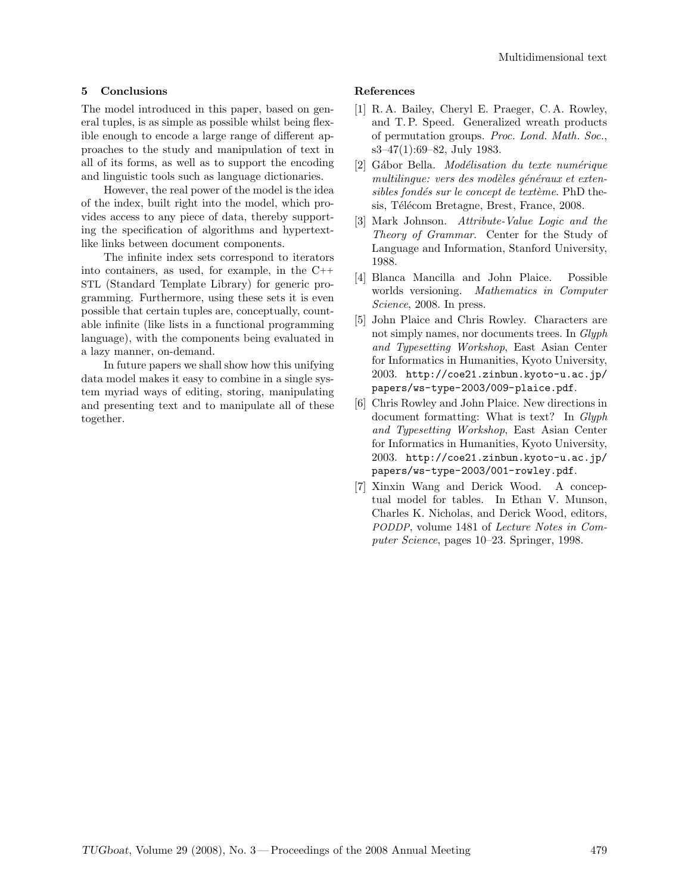## 5 Conclusions

The model introduced in this paper, based on general tuples, is as simple as possible whilst being flexible enough to encode a large range of different approaches to the study and manipulation of text in all of its forms, as well as to support the encoding and linguistic tools such as language dictionaries.

However, the real power of the model is the idea of the index, built right into the model, which provides access to any piece of data, thereby supporting the specification of algorithms and hypertext-like links between document components.

The infinite index sets correspond to iterators into containers, as used, for example, in the C++ STL (Standard Template Library) for generic programming. Furthermore, using these sets it is even possible that certain tuples are, conceptually, countable infinite (like lists in a functional programming language), with the components being evaluated in a lazy manner, on-demand.

In future papers we shall show how this unifying data model makes it easy to combine in a single system myriad ways of editing, storing, manipulating and presenting text and to manipulate all of these together.

## References

[1] R. A. Bailey, Cheryl E. Praeger, C. A. Rowley, and T. P. Speed. Generalized wreath products of permutation groups. *Proc. Lond. Math. Soc.*, s3–47(1):69–82, July 1983.

[2] Gábor Bella. *Modélisation du texte numérique multilingue: vers des modèles généraux et extensibles fondés sur le concept de textème*. PhD thesis, Télécom Bretagne, Brest, France, 2008.

[3] Mark Johnson. *Attribute-Value Logic and the Theory of Grammar*. Center for the Study of Language and Information, Stanford University, 1988.

[4] Blanca Mancilla and John Plaice. Possible worlds versioning. *Mathematics in Computer Science*, 2008. In press.

[5] John Plaice and Chris Rowley. Characters are not simply names, nor documents trees. In *Glyph and Typesetting Workshop*, East Asian Center for Informatics in Humanities, Kyoto University, 2003. `http://coe21.zinbun.kyoto-u.ac.jp/papers/ws-type-2003/009-plaice.pdf`.

[6] Chris Rowley and John Plaice. New directions in document formatting: What is text? In *Glyph and Typesetting Workshop*, East Asian Center for Informatics in Humanities, Kyoto University, 2003. `http://coe21.zinbun.kyoto-u.ac.jp/papers/ws-type-2003/001-rowley.pdf`.

[7] Xinxin Wang and Derick Wood. A conceptual model for tables. In Ethan V. Munson, Charles K. Nicholas, and Derick Wood, editors, *PODDP*, volume 1481 of *Lecture Notes in Computer Science*, pages 10–23. Springer, 1998.